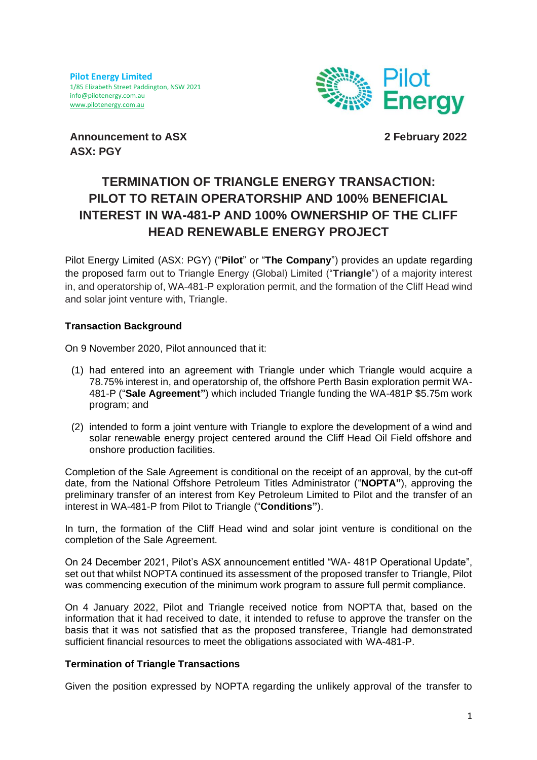**Pilot Energy Limited**
1/85 Elizabeth Street Paddington, NSW 2021
info@pilotenergy.com.au
www.pilotenergy.com.au

**Announcement to ASX**
**ASX: PGY**

**2 February 2022**

# TERMINATION OF TRIANGLE ENERGY TRANSACTION: PILOT TO RETAIN OPERATORSHIP AND 100% BENEFICIAL INTEREST IN WA-481-P AND 100% OWNERSHIP OF THE CLIFF HEAD RENEWABLE ENERGY PROJECT

Pilot Energy Limited (ASX: PGY) ("**Pilot**" or "**The Company**") provides an update regarding the proposed farm out to Triangle Energy (Global) Limited ("**Triangle**") of a majority interest in, and operatorship of, WA-481-P exploration permit, and the formation of the Cliff Head wind and solar joint venture with, Triangle.

**Transaction Background**

On 9 November 2020, Pilot announced that it:

(1) had entered into an agreement with Triangle under which Triangle would acquire a 78.75% interest in, and operatorship of, the offshore Perth Basin exploration permit WA-481-P ("**Sale Agreement"**) which included Triangle funding the WA-481P $5.75m work program; and

(2) intended to form a joint venture with Triangle to explore the development of a wind and solar renewable energy project centered around the Cliff Head Oil Field offshore and onshore production facilities.

Completion of the Sale Agreement is conditional on the receipt of an approval, by the cut-off date, from the National Offshore Petroleum Titles Administrator ("**NOPTA"**), approving the preliminary transfer of an interest from Key Petroleum Limited to Pilot and the transfer of an interest in WA-481-P from Pilot to Triangle ("**Conditions"**).

In turn, the formation of the Cliff Head wind and solar joint venture is conditional on the completion of the Sale Agreement.

On 24 December 2021, Pilot's ASX announcement entitled "WA- 481P Operational Update", set out that whilst NOPTA continued its assessment of the proposed transfer to Triangle, Pilot was commencing execution of the minimum work program to assure full permit compliance.

On 4 January 2022, Pilot and Triangle received notice from NOPTA that, based on the information that it had received to date, it intended to refuse to approve the transfer on the basis that it was not satisfied that as the proposed transferee, Triangle had demonstrated sufficient financial resources to meet the obligations associated with WA-481-P.

**Termination of Triangle Transactions**

Given the position expressed by NOPTA regarding the unlikely approval of the transfer to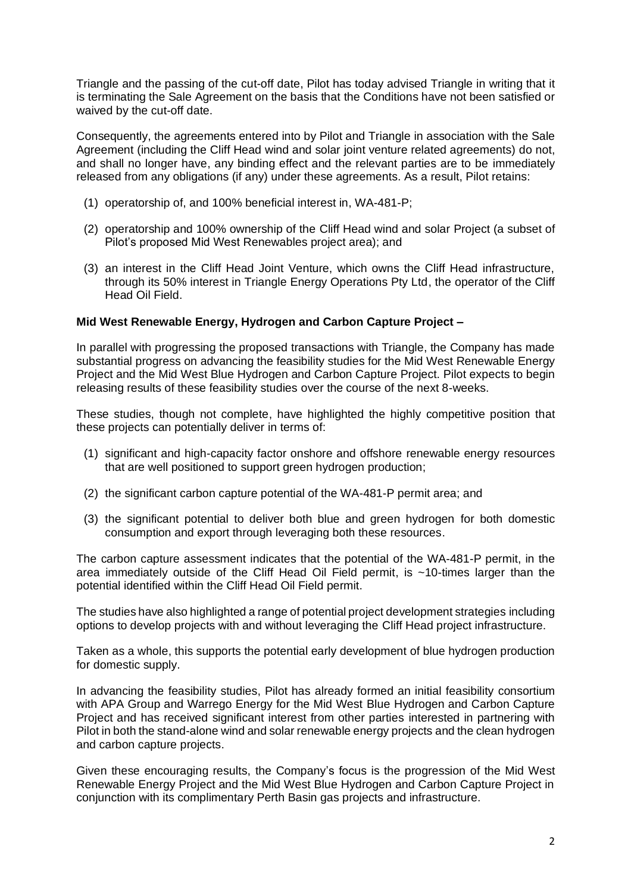Triangle and the passing of the cut-off date, Pilot has today advised Triangle in writing that it is terminating the Sale Agreement on the basis that the Conditions have not been satisfied or waived by the cut-off date.

Consequently, the agreements entered into by Pilot and Triangle in association with the Sale Agreement (including the Cliff Head wind and solar joint venture related agreements) do not, and shall no longer have, any binding effect and the relevant parties are to be immediately released from any obligations (if any) under these agreements. As a result, Pilot retains:

(1) operatorship of, and 100% beneficial interest in, WA-481-P;

(2) operatorship and 100% ownership of the Cliff Head wind and solar Project (a subset of Pilot's proposed Mid West Renewables project area); and

(3) an interest in the Cliff Head Joint Venture, which owns the Cliff Head infrastructure, through its 50% interest in Triangle Energy Operations Pty Ltd, the operator of the Cliff Head Oil Field.

**Mid West Renewable Energy, Hydrogen and Carbon Capture Project –**

In parallel with progressing the proposed transactions with Triangle, the Company has made substantial progress on advancing the feasibility studies for the Mid West Renewable Energy Project and the Mid West Blue Hydrogen and Carbon Capture Project. Pilot expects to begin releasing results of these feasibility studies over the course of the next 8-weeks.

These studies, though not complete, have highlighted the highly competitive position that these projects can potentially deliver in terms of:

(1) significant and high-capacity factor onshore and offshore renewable energy resources that are well positioned to support green hydrogen production;

(2) the significant carbon capture potential of the WA-481-P permit area; and

(3) the significant potential to deliver both blue and green hydrogen for both domestic consumption and export through leveraging both these resources.

The carbon capture assessment indicates that the potential of the WA-481-P permit, in the area immediately outside of the Cliff Head Oil Field permit, is ~10-times larger than the potential identified within the Cliff Head Oil Field permit.

The studies have also highlighted a range of potential project development strategies including options to develop projects with and without leveraging the Cliff Head project infrastructure.

Taken as a whole, this supports the potential early development of blue hydrogen production for domestic supply.

In advancing the feasibility studies, Pilot has already formed an initial feasibility consortium with APA Group and Warrego Energy for the Mid West Blue Hydrogen and Carbon Capture Project and has received significant interest from other parties interested in partnering with Pilot in both the stand-alone wind and solar renewable energy projects and the clean hydrogen and carbon capture projects.

Given these encouraging results, the Company's focus is the progression of the Mid West Renewable Energy Project and the Mid West Blue Hydrogen and Carbon Capture Project in conjunction with its complimentary Perth Basin gas projects and infrastructure.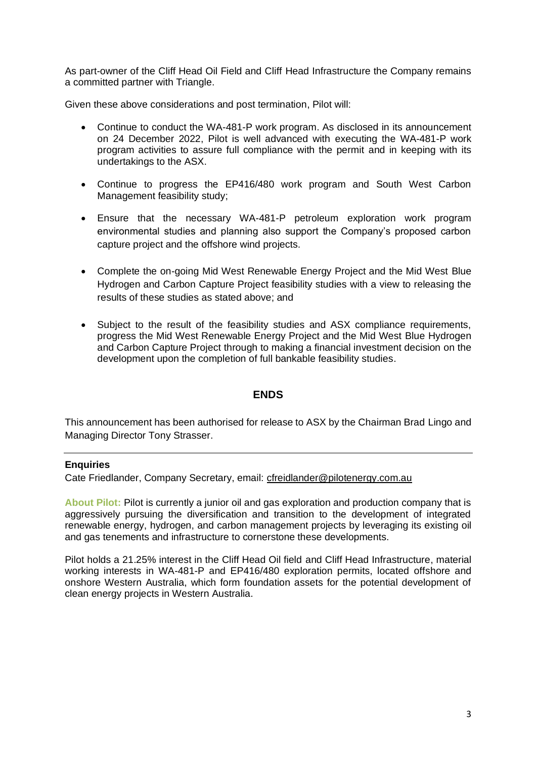As part-owner of the Cliff Head Oil Field and Cliff Head Infrastructure the Company remains a committed partner with Triangle.

Given these above considerations and post termination, Pilot will:

- Continue to conduct the WA-481-P work program. As disclosed in its announcement on 24 December 2022, Pilot is well advanced with executing the WA-481-P work program activities to assure full compliance with the permit and in keeping with its undertakings to the ASX.
- Continue to progress the EP416/480 work program and South West Carbon Management feasibility study;
- Ensure that the necessary WA-481-P petroleum exploration work program environmental studies and planning also support the Company's proposed carbon capture project and the offshore wind projects.
- Complete the on-going Mid West Renewable Energy Project and the Mid West Blue Hydrogen and Carbon Capture Project feasibility studies with a view to releasing the results of these studies as stated above; and
- Subject to the result of the feasibility studies and ASX compliance requirements, progress the Mid West Renewable Energy Project and the Mid West Blue Hydrogen and Carbon Capture Project through to making a financial investment decision on the development upon the completion of full bankable feasibility studies.

**ENDS**

This announcement has been authorised for release to ASX by the Chairman Brad Lingo and Managing Director Tony Strasser.

---

**Enquiries**

Cate Friedlander, Company Secretary, email: cfreidlander@pilotenergy.com.au

**About Pilot:** Pilot is currently a junior oil and gas exploration and production company that is aggressively pursuing the diversification and transition to the development of integrated renewable energy, hydrogen, and carbon management projects by leveraging its existing oil and gas tenements and infrastructure to cornerstone these developments.

Pilot holds a 21.25% interest in the Cliff Head Oil field and Cliff Head Infrastructure, material working interests in WA-481-P and EP416/480 exploration permits, located offshore and onshore Western Australia, which form foundation assets for the potential development of clean energy projects in Western Australia.